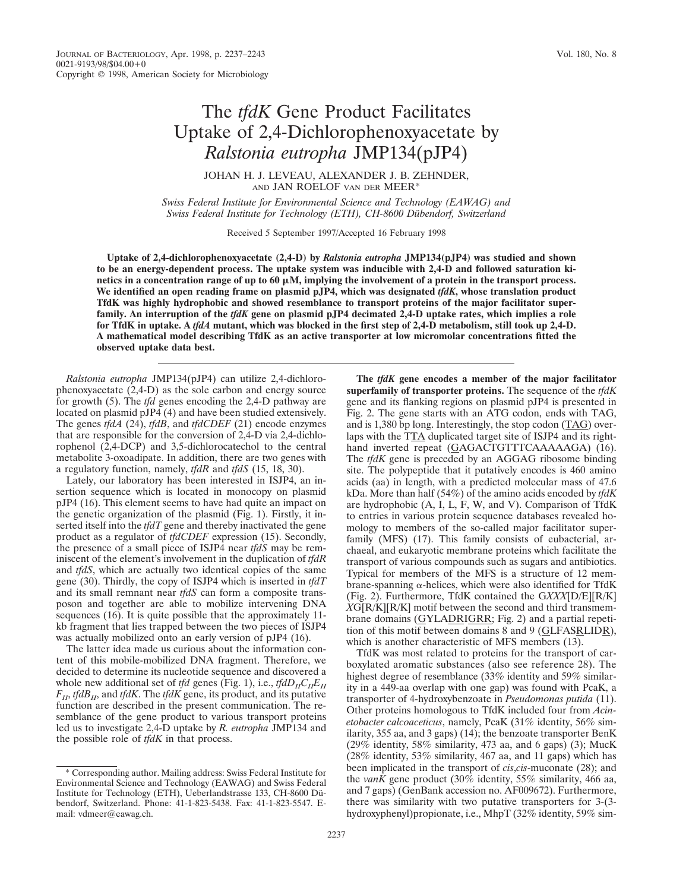# The *tfdK* Gene Product Facilitates Uptake of 2,4-Dichlorophenoxyacetate by *Ralstonia eutropha* JMP134(pJP4)

JOHAN H. J. LEVEAU, ALEXANDER J. B. ZEHNDER, AND JAN ROELOF VAN DER MEER*

*Swiss Federal Institute for Environmental Science and Technology (EAWAG) and Swiss Federal Institute for Technology (ETH), CH-8600 Dübendorf, Switzerland*

Received 5 September 1997/Accepted 16 February 1998

**Uptake of 2,4-dichlorophenoxyacetate (2,4-D) by *Ralstonia eutropha* JMP134(pJP4) was studied and shown to be an energy-dependent process. The uptake system was inducible with 2,4-D and followed saturation kinetics in a concentration range of up to 60 μM, implying the involvement of a protein in the transport process. We identified an open reading frame on plasmid pJP4, which was designated *tfdK*, whose translation product TfdK was highly hydrophobic and showed resemblance to transport proteins of the major facilitator superfamily. An interruption of the *tfdK* gene on plasmid pJP4 decimated 2,4-D uptake rates, which implies a role for TfdK in uptake. A *tfdA* mutant, which was blocked in the first step of 2,4-D metabolism, still took up 2,4-D. A mathematical model describing TfdK as an active transporter at low micromolar concentrations fitted the observed uptake data best.**

*Ralstonia eutropha* JMP134(pJP4) can utilize 2,4-dichlorophenoxyacetate (2,4-D) as the sole carbon and energy source for growth (5). The *tfd* genes encoding the 2,4-D pathway are located on plasmid pJP4 (4) and have been studied extensively. The genes *tfdA* (24), *tfdB*, and *tfdCDEF* (21) encode enzymes that are responsible for the conversion of 2,4-D via 2,4-dichlorophenol (2,4-DCP) and 3,5-dichlorocatechol to the central metabolite 3-oxoadipate. In addition, there are two genes with a regulatory function, namely, *tfdR* and *tfdS* (15, 18, 30).

Lately, our laboratory has been interested in ISJP4, an insertion sequence which is located in monocopy on plasmid pJP4 (16). This element seems to have had quite an impact on the genetic organization of the plasmid (Fig. 1). Firstly, it inserted itself into the *tfdT* gene and thereby inactivated the gene product as a regulator of *tfdCDEF* expression (15). Secondly, the presence of a small piece of ISJP4 near *tfdS* may be reminiscent of the element's involvement in the duplication of *tfdR* and *tfdS*, which are actually two identical copies of the same gene (30). Thirdly, the copy of ISJP4 which is inserted in *tfdT* and its small remnant near *tfdS* can form a composite transposon and together are able to mobilize intervening DNA sequences (16). It is quite possible that the approximately 11-kb fragment that lies trapped between the two pieces of ISJP4 was actually mobilized onto an early version of pJP4 (16).

The latter idea made us curious about the information content of this mobile-mobilized DNA fragment. Therefore, we decided to determine its nucleotide sequence and discovered a whole new additional set of *tfd* genes (Fig. 1), i.e., $tfdD_{II}C_{II}E_{II}F_{II}$, $tfdB_{II}$, and *tfdK*. The *tfdK* gene, its product, and its putative function are described in the present communication. The resemblance of the gene product to various transport proteins led us to investigate 2,4-D uptake by *R. eutropha* JMP134 and the possible role of *tfdK* in that process.

**The *tfdK* gene encodes a member of the major facilitator superfamily of transporter proteins.** The sequence of the *tfdK* gene and its flanking regions on plasmid pJP4 is presented in Fig. 2. The gene starts with an ATG codon, ends with TAG, and is 1,380 bp long. Interestingly, the stop codon (TAG) overlaps with the TTA duplicated target site of ISJP4 and its right-hand inverted repeat (GAGACTGTTTCAAAAAGA) (16). The *tfdK* gene is preceded by an AGGAG ribosome binding site. The polypeptide that it putatively encodes is 460 amino acids (aa) in length, with a predicted molecular mass of 47.6 kDa. More than half (54%) of the amino acids encoded by *tfdK* are hydrophobic (A, I, L, F, W, and V). Comparison of TfdK to entries in various protein sequence databases revealed homology to members of the so-called major facilitator superfamily (MFS) (17). This family consists of eubacterial, archaeal, and eukaryotic membrane proteins which facilitate the transport of various compounds such as sugars and antibiotics. Typical for members of the MFS is a structure of 12 membrane-spanning α-helices, which were also identified for TfdK (Fig. 2). Furthermore, TfdK contained the G*XXX*[D/E][R/K]*X*G[R/K][R/K] motif between the second and third transmembrane domains (GYLADRIGRR; Fig. 2) and a partial repetition of this motif between domains 8 and 9 (GLFASRLIDR), which is another characteristic of MFS members (13).

TfdK was most related to proteins for the transport of carboxylated aromatic substances (also see reference 28). The highest degree of resemblance (33% identity and 59% similarity in a 449-aa overlap with one gap) was found with PcaK, a transporter of 4-hydroxybenzoate in *Pseudomonas putida* (11). Other proteins homologous to TfdK included four from *Acinetobacter calcoaceticus*, namely, PcaK (31% identity, 56% similarity, 355 aa, and 3 gaps) (14); the benzoate transporter BenK (29% identity, 58% similarity, 473 aa, and 6 gaps) (3); MucK (28% identity, 53% similarity, 467 aa, and 11 gaps) which has been implicated in the transport of *cis*,*cis*-muconate (28); and the *vanK* gene product (30% identity, 55% similarity, 466 aa, and 7 gaps) (GenBank accession no. AF009672). Furthermore, there was similarity with two putative transporters for 3-(3-hydroxyphenyl)propionate, i.e., MhpT (32% identity, 59% sim-

---

* Corresponding author. Mailing address: Swiss Federal Institute for Environmental Science and Technology (EAWAG) and Swiss Federal Institute for Technology (ETH), Ueberlandstrasse 133, CH-8600 Dübendorf, Switzerland. Phone: 41-1-823-5438. Fax: 41-1-823-5547. E-mail: vdmeer@eawag.ch.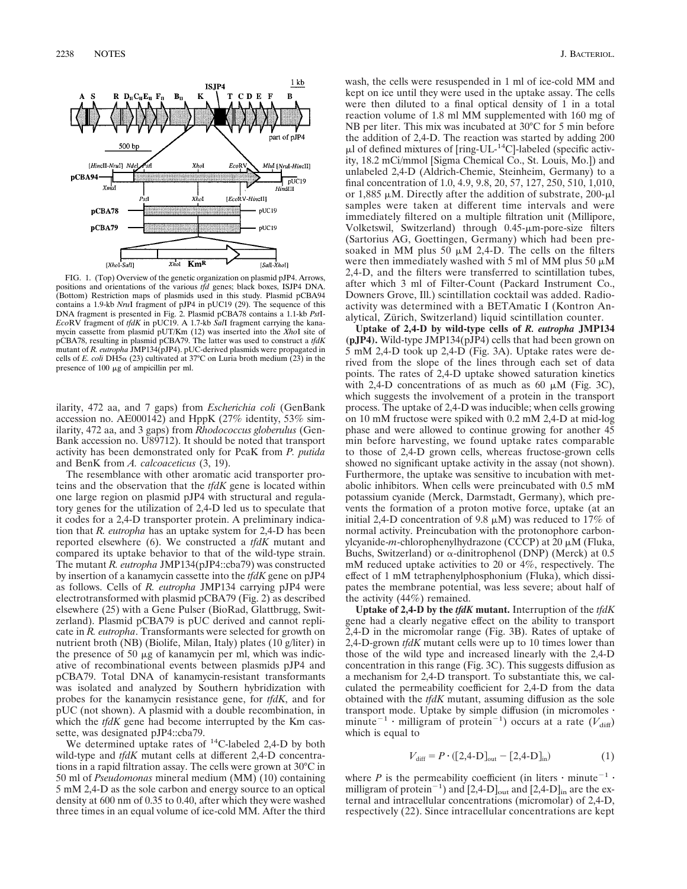ISJP4

1 kb

A S R $D_{II}$ $C_{II}$ $E_{II}$ $F_{II}$ $B_{II}$ K T C D E F B

part of pJP4

500 bp

[HincII-NruI] NdeI PstI XhoI EcoRV MluI [NruI-HincII]

pCBA94

XmaI

pUC19

HindIII

PstI XhoI [EcoRV-HincII]

pCBA78

pUC19

pCBA79

pUC19

[XhoI-SalI] XhoI $Km^R$ [SalI-XhoI]

FIG. 1. (Top) Overview of the genetic organization on plasmid pJP4. Arrows, positions and orientations of the various *tfd* genes; black boxes, ISJP4 DNA. (Bottom) Restriction maps of plasmids used in this study. Plasmid pCBA94 contains a 1.9-kb *Nru*I fragment of pJP4 in pUC19 (29). The sequence of this DNA fragment is presented in Fig. 2. Plasmid pCBA78 contains a 1.1-kb *Pst*I-*Eco*RV fragment of *tfdK* in pUC19. A 1.7-kb *Sal*I fragment carrying the kanamycin cassette from plasmid pUT/Km (12) was inserted into the *Xho*I site of pCBA78, resulting in plasmid pCBA79. The latter was used to construct a *tfdK* mutant of *R. eutropha* JMP134(pJP4). pUC-derived plasmids were propagated in cells of *E. coli* DH5α (23) cultivated at 37°C on Luria broth medium (23) in the presence of 100 μg of ampicillin per ml.

ilarity, 472 aa, and 7 gaps) from *Escherichia coli* (GenBank accession no. AE000142) and HppK (27% identity, 53% similarity, 472 aa, and 3 gaps) from *Rhodococcus globerulus* (GenBank accession no. U89712). It should be noted that transport activity has been demonstrated only for PcaK from *P. putida* and BenK from *A. calcoaceticus* (3, 19).

The resemblance with other aromatic acid transporter proteins and the observation that the *tfdK* gene is located within one large region on plasmid pJP4 with structural and regulatory genes for the utilization of 2,4-D led us to speculate that it codes for a 2,4-D transporter protein. A preliminary indication that *R. eutropha* has an uptake system for 2,4-D has been reported elsewhere (6). We constructed a *tfdK* mutant and compared its uptake behavior to that of the wild-type strain. The mutant *R. eutropha* JMP134(pJP4::cba79) was constructed by insertion of a kanamycin cassette into the *tfdK* gene on pJP4 as follows. Cells of *R. eutropha* JMP134 carrying pJP4 were electrotransformed with plasmid pCBA79 (Fig. 2) as described elsewhere (25) with a Gene Pulser (BioRad, Glattbrugg, Switzerland). Plasmid pCBA79 is pUC derived and cannot replicate in *R. eutropha*. Transformants were selected for growth on nutrient broth (NB) (Biolife, Milan, Italy) plates (10 g/liter) in the presence of 50 μg of kanamycin per ml, which was indicative of recombinational events between plasmids pJP4 and pCBA79. Total DNA of kanamycin-resistant transformants was isolated and analyzed by Southern hybridization with probes for the kanamycin resistance gene, for *tfdK*, and for pUC (not shown). A plasmid with a double recombination, in which the *tfdK* gene had become interrupted by the Km cassette, was designated pJP4::cba79.

We determined uptake rates of $^{14}C$-labeled 2,4-D by both wild-type and *tfdK* mutant cells at different 2,4-D concentrations in a rapid filtration assay. The cells were grown at 30°C in 50 ml of *Pseudomonas* mineral medium (MM) (10) containing 5 mM 2,4-D as the sole carbon and energy source to an optical density at 600 nm of 0.35 to 0.40, after which they were washed three times in an equal volume of ice-cold MM. After the third wash, the cells were resuspended in 1 ml of ice-cold MM and kept on ice until they were used in the uptake assay. The cells were then diluted to a final optical density of 1 in a total reaction volume of 1.8 ml MM supplemented with 160 mg of NB per liter. This mix was incubated at 30°C for 5 min before the addition of 2,4-D. The reaction was started by adding 200 μl of defined mixtures of [ring-UL-$^{14}C$]-labeled (specific activity, 18.2 mCi/mmol [Sigma Chemical Co., St. Louis, Mo.]) and unlabeled 2,4-D (Aldrich-Chemie, Steinheim, Germany) to a final concentration of 1.0, 4.9, 9.8, 20, 57, 127, 250, 510, 1,010, or 1,885 μM. Directly after the addition of substrate, 200-μl samples were taken at different time intervals and were immediately filtered on a multiple filtration unit (Millipore, Volketswil, Switzerland) through 0.45-μm-pore-size filters (Sartorius AG, Goettingen, Germany) which had been presoaked in MM plus 50 μM 2,4-D. The cells on the filters were then immediately washed with 5 ml of MM plus 50 μM 2,4-D, and the filters were transferred to scintillation tubes, after which 3 ml of Filter-Count (Packard Instrument Co., Downers Grove, Ill.) scintillation cocktail was added. Radioactivity was determined with a BETAmatic I (Kontron Analytical, Zürich, Switzerland) liquid scintillation counter.

**Uptake of 2,4-D by wild-type cells of *R. eutropha* JMP134 (pJP4).** Wild-type JMP134(pJP4) cells that had been grown on 5 mM 2,4-D took up 2,4-D (Fig. 3A). Uptake rates were derived from the slope of the lines through each set of data points. The rates of 2,4-D uptake showed saturation kinetics with 2,4-D concentrations of as much as 60 μM (Fig. 3C), which suggests the involvement of a protein in the transport process. The uptake of 2,4-D was inducible; when cells growing on 10 mM fructose were spiked with 0.2 mM 2,4-D at mid-log phase and were allowed to continue growing for another 45 min before harvesting, we found uptake rates comparable to those of 2,4-D grown cells, whereas fructose-grown cells showed no significant uptake activity in the assay (not shown). Furthermore, the uptake was sensitive to incubation with metabolic inhibitors. When cells were preincubated with 0.5 mM potassium cyanide (Merck, Darmstadt, Germany), which prevents the formation of a proton motive force, uptake (at an initial 2,4-D concentration of 9.8 μM) was reduced to 17% of normal activity. Preincubation with the protonophore carbonylcyanide-*m*-chlorophenylhydrazone (CCCP) at 20 μM (Fluka, Buchs, Switzerland) or α-dinitrophenol (DNP) (Merck) at 0.5 mM reduced uptake activities to 20 or 4%, respectively. The effect of 1 mM tetraphenylphosphonium (Fluka), which dissipates the membrane potential, was less severe; about half of the activity (44%) remained.

**Uptake of 2,4-D by the *tfdK* mutant.** Interruption of the *tfdK* gene had a clearly negative effect on the ability to transport 2,4-D in the micromolar range (Fig. 3B). Rates of uptake of 2,4-D-grown *tfdK* mutant cells were up to 10 times lower than those of the wild type and increased linearly with the 2,4-D concentration in this range (Fig. 3C). This suggests diffusion as a mechanism for 2,4-D transport. To substantiate this, we calculated the permeability coefficient for 2,4-D from the data obtained with the *tfdK* mutant, assuming diffusion as the sole transport mode. Uptake by simple diffusion (in micromoles · minute$^{-1}$ · milligram of protein$^{-1}$) occurs at a rate ($V_{diff}$) which is equal to

$$V_{diff} = P \cdot ([2,4\text{-D}]_{out} - [2,4\text{-D}]_{in}) \qquad (1)$$

where $P$ is the permeability coefficient (in liters · minute$^{-1}$ · milligram of protein$^{-1}$) and $[2,4\text{-D}]_{out}$ and $[2,4\text{-D}]_{in}$ are the external and intracellular concentrations (micromolar) of 2,4-D, respectively (22). Since intracellular concentrations are kept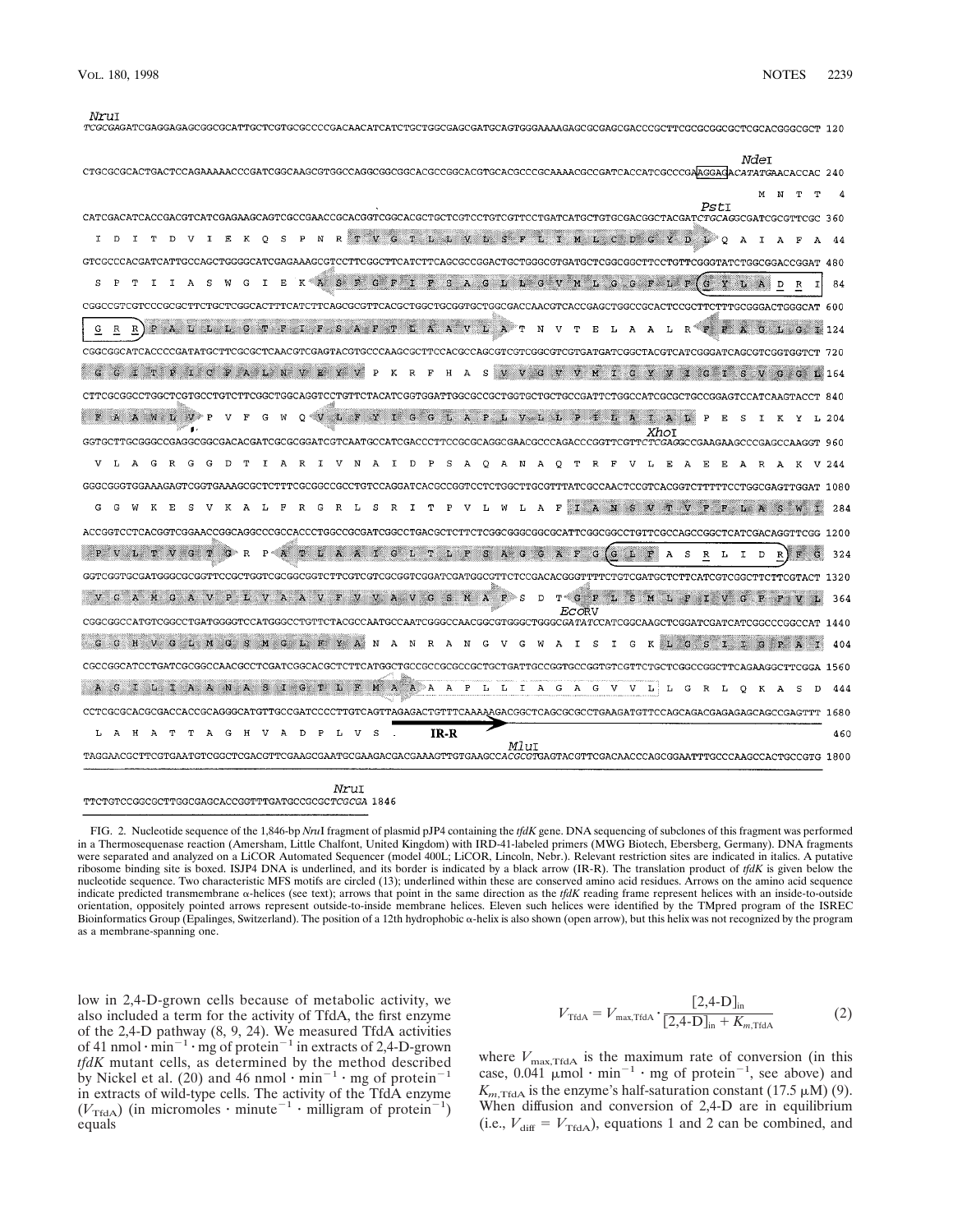```
NruI
TCGCGAGATCGAGGAGAGCGGCGCATTGCTCGTGCGCCCCGACAACATCATCTGCTGGCGAGCGATGCAGTGGGAAAAGAGCGCGAGCGACCCGCTTCGCGCGGCGCTCGCACGGCGCT 120

                                                                                                          NdeI
CTGCGCGCACTGACTCCAGAAAAACCCGATCGGCAAGCGTGGCCAGGCGGCGGCACGCCGGCACGTGCACGCCCGCAAAACGCCGATCACCATCGCCCGAAGGAGACATATGAACACCAC 240
                                                                                                                 M  N  T  T    4
                                                                                                    PstI
CATCGACATCACCGACGTCATCGAGAAGCAGTCGCCGAACCGCACGGTCGGCACGCTGCTCGTCCTGTCGTTCCTGATCATGCTGTGCGACGGCTACGATCTGCAGGCGATCGCGTTCGC 360
 I  D  I  T  D  V  I  E  K  Q  S  P  N  R  T  V  G  T  L  L  V  L  S  F  L  I  M  L  C  D  G  Y  D  L  Q  A  I  A  F  A   44

GTCGCCCACGATCATTGCCAGCTGGGGCATCGAGAAAGCGTCCTTCGGCTTCATCTTCAGCGCCGGACTGCTGGGCGTGATGCTCGGCGGCTTCCTGTTCGGGTATCTGGCGGACCGGAT 480
 S  P  T  I  I  A  S  W  G  I  E  K  A  S  F  G  F  I  F  S  A  G  L  L  G  V  M  L  G  G  F  L  F  G  Y  L  A  D  R  I   84

CGGCCGTCGTCCCGCGCTTCTGCTCGGCACTTTCATCTTCAGCGCGTTCACGCTGGCTGCGGTGCTGGCGACCAACGTCACCGAGCTGGCCGCACTCCGCTTCTTTGCGGGACTGGGCAT 600
 G  R  R  P  A  L  L  L  G  T  F  I  F  S  A  F  T  L  A  A  V  L  A  T  N  V  T  E  L  A  A  L  R  F  F  A  G  L  G  I  124

CGGCGGCATCACCCCGATATGCTTCGCGCTCAACGTCGAGTACGTGCCCAAGCGCTTCCACGCCAGCGTCGTCGGCGTCGTGATGATCGGCTACGTCATCGGGATCAGCGTCGGTGGTCT 720
 G  G  I  T  P  I  C  F  A  L  N  V  E  Y  V  P  K  R  F  H  A  S  V  V  G  V  V  M  I  G  Y  V  I  G  I  S  V  G  G  L  164

CTTCGCGGCCTGGCTCGTGCCTGTCTTCGGCTGGCAGGTCCTGTTCTACATCGGTGGATTGGCGCCGCTGGTGCTGCTGCCGATTCTGGCCATCGCGCTGCCGGAGTCCATCAAGTACCT 840
 F  A  A  W  L  V  P  V  F  G  W  Q  V  L  F  Y  I  G  G  L  A  P  L  V  L  L  P  I  L  A  I  A  L  P  E  S  I  K  Y  L  204
                                                                                           XhoI
GGTGCTTGCGGGCCGAGGCGGCGACACGATCGCGCGGATCGTCAATGCCATCGACCCTTCCGCGCAGGCGAACGCCCAGACCCGGTTCGTTCTCGAGGCCGAAGAAGCCCGAGCCAAGGT 960
 V  L  A  G  R  G  G  D  T  I  A  R  I  V  N  A  I  D  P  S  A  Q  A  N  A  Q  T  R  F  V  L  E  A  E  E  A  R  A  K  V  244

GGGCGGGTGGAAAGAGTCGGTGAAAGCGCTCTTTCGCGGCCGCCTGTCCAGGATCACGCCGGTCCTCTGGCTTGCGTTTATCGCCAACTCCGTCACGGTCTTTTTCCTGGCGAGTTGGAT 1080
 G  G  W  K  E  S  V  K  A  L  F  R  G  R  L  S  R  I  T  P  V  L  W  L  A  F  I  A  N  S  V  T  V  F  F  L  A  S  W  I  284

ACCGGTCCTCACGGTCGGAACCGGCAGGCCCGCCACCCTGGCCGCGATCGGCCTGACGCTCTTCTCGGCGGGCGGCGCATTCGGCGGCCTGTTCGCCAGCCGGCTCATCGACAGGTTCGG 1200
 P  V  L  T  V  G  T  G  R  P  A  T  L  A  A  I  G  L  T  L  F  S  A  G  G  A  F  G  G  L  F  A  S  R  L  I  D  R  F  G  324

GGTCGGTGCGATGGGCGCGGTTCCGCTGGTCGCGGCGGTCTTCGTCGTCGCGGTCGGATCGATGGCGTTCTCCGACACGGGTTTTCTGTCGATGCTCTTCATCGTCGGCTTCTTCGTACT 1320
 V  G  A  M  G  A  V  P  L  V  A  A  V  F  V  V  A  V  G  S  M  A  F  S  D  T  G  F  L  S  M  L  F  I  V  G  F  F  V  L  364
                                                                                 EcoRV
CGGCGGCCATGTCGGCCTGATGGGGTCCATGGGCCTGTTCTACGCCAATGCCAATCGGGCCAACGGCGTGGGCTGGGCGATATCCATCGGCAAGCTCGGATCGATCATCGGCCCGGCCAT 1440
 G  G  H  V  G  L  M  G  S  M  G  L  F  Y  A  N  A  N  R  A  N  G  V  G  W  A  I  S  I  G  K  L  G  S  I  I  G  P  A  I  404

CGCCGGCATCCTGATCGCGGCCAACGCCTCGATCGGCACGCTCTTCATGGCTGCCGCCGCGCCGCTGCTGATTGCCGGTGCCGGTGTCGTTCTGCTCGGCCGGCTTCAGAAGGCTTCGGA 1560
 A  G  I  L  I  A  A  N  A  S  I  G  T  L  F  M  A  A  A  A  P  L  L  I  A  G  A  G  V  V  L  L  G  R  L  Q  K  A  S  D  444

CCTCGCGCACGCGACCACCGCAGGGCATGTTGCCGATCCCCTTGTCAGTTAGAGACTGTTTCAAAAAGACGGCTCAGCGCGCCTGAAGATGTTCCAGCAGACGAGAGAGCAGCCGAGTTT 1680
 L  A  H  A  T  T  A  G  H  V  A  D  P  L  V  S  .      IR-R                                                                460
                                                                  MluI
TAGGAACGCTTCGTGAATGTCGGCTCGACGTTCGAAGCGAATGCGAAGACGACGAAAGTTGTGAAGCCACGCGTGAGTACGTTCGACAACCCAGCGGAATTTGCCCAAGCCACTGCCGTG 1800

                                         NruI
TTCTGTCCGGCGCTTGGCGAGCACCGGTTTGATGCCGCGCTCGCGA 1846
```

FIG. 2. Nucleotide sequence of the 1,846-bp *Nru*I fragment of plasmid pJP4 containing the *tfdK* gene. DNA sequencing of subclones of this fragment was performed in a Thermosequenase reaction (Amersham, Little Chalfont, United Kingdom) with IRD-41-labeled primers (MWG Biotech, Ebersberg, Germany). DNA fragments were separated and analyzed on a LiCOR Automated Sequencer (model 400L; LiCOR, Lincoln, Nebr.). Relevant restriction sites are indicated in italics. A putative ribosome binding site is boxed. ISJP4 DNA is underlined, and its border is indicated by a black arrow (IR-R). The translation product of *tfdK* is given below the nucleotide sequence. Two characteristic MFS motifs are circled (13); underlined within these are conserved amino acid residues. Arrows on the amino acid sequence indicate predicted transmembrane α-helices (see text); arrows that point in the same direction as the *tfdK* reading frame represent helices with an inside-to-outside orientation, oppositely pointed arrows represent outside-to-inside membrane helices. Eleven such helices were identified by the TMpred program of the ISREC Bioinformatics Group (Epalinges, Switzerland). The position of a 12th hydrophobic α-helix is also shown (open arrow), but this helix was not recognized by the program as a membrane-spanning one.

low in 2,4-D-grown cells because of metabolic activity, we also included a term for the activity of TfdA, the first enzyme of the 2,4-D pathway (8, 9, 24). We measured TfdA activities of 41 nmol · min$^{-1}$ · mg of protein$^{-1}$ in extracts of 2,4-D-grown *tfdK* mutant cells, as determined by the method described by Nickel et al. (20) and 46 nmol · min$^{-1}$ · mg of protein$^{-1}$ in extracts of wild-type cells. The activity of the TfdA enzyme ($V_{\text{TfdA}}$) (in micromoles · minute$^{-1}$ · milligram of protein$^{-1}$) equals

$$V_{\text{TfdA}} = V_{\max,\text{TfdA}} \cdot \frac{[\text{2,4-D}]_{\text{in}}}{[\text{2,4-D}]_{\text{in}} + K_{m,\text{TfdA}}} \tag{2}$$

where $V_{\max,\text{TfdA}}$ is the maximum rate of conversion (in this case, 0.041 μmol · min$^{-1}$ · mg of protein$^{-1}$, see above) and $K_{m,\text{TfdA}}$ is the enzyme's half-saturation constant (17.5 μM) (9). When diffusion and conversion of 2,4-D are in equilibrium (i.e., $V_{\text{diff}} = V_{\text{TfdA}}$), equations 1 and 2 can be combined, and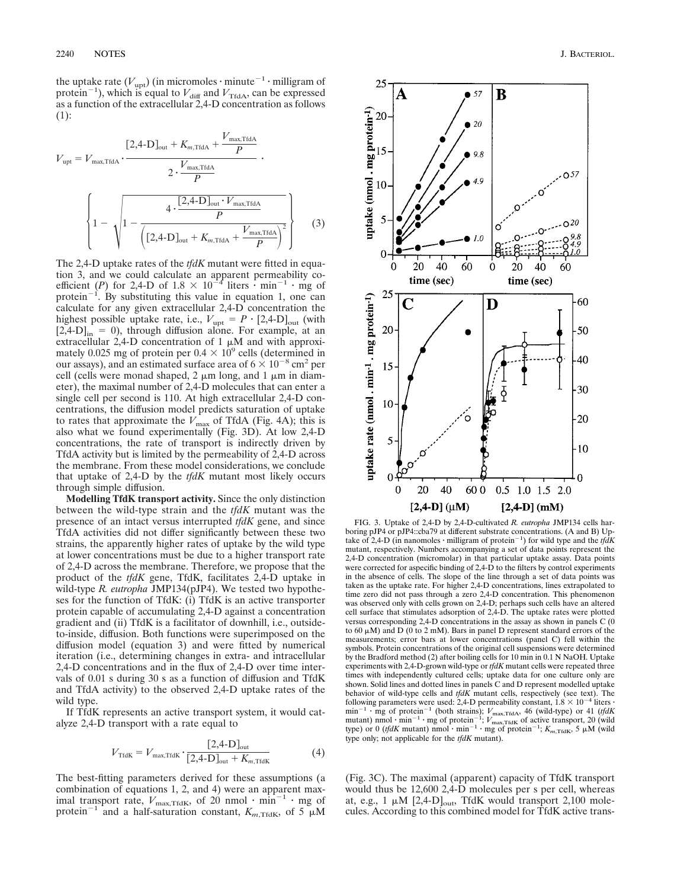the uptake rate ($V_{upt}$) (in micromoles · minute$^{-1}$ · milligram of protein$^{-1}$), which is equal to $V_{diff}$ and $V_{TfdA}$, can be expressed as a function of the extracellular 2,4-D concentration as follows (1):

$$V_{upt} = V_{max,TfdA} \cdot \frac{[2,4\text{-D}]_{out} + K_{m,TfdA} + \frac{V_{max,TfdA}}{P}}{2 \cdot \frac{V_{max,TfdA}}{P}} \cdot \left\{ 1 - \sqrt{1 - \frac{4 \cdot \frac{[2,4\text{-D}]_{out} \cdot V_{max,TfdA}}{P}}{\left([2,4\text{-D}]_{out} + K_{m,TfdA} + \frac{V_{max,TfdA}}{P}\right)^2}} \right\} \quad (3)$$

The 2,4-D uptake rates of the *tfdK* mutant were fitted in equation 3, and we could calculate an apparent permeability coefficient ($P$) for 2,4-D of $1.8 \times 10^{-4}$ liters · min$^{-1}$ · mg of protein$^{-1}$. By substituting this value in equation 1, one can calculate for any given extracellular 2,4-D concentration the highest possible uptake rate, i.e., $V_{upt} = P \cdot [2,4\text{-D}]_{out}$ (with $[2,4\text{-D}]_{in} = 0$), through diffusion alone. For example, at an extracellular 2,4-D concentration of 1 μM and with approximately 0.025 mg of protein per $0.4 \times 10^9$ cells (determined in our assays), and an estimated surface area of $6 \times 10^{-8}$ cm$^2$ per cell (cells were monad shaped, 2 μm long, and 1 μm in diameter), the maximal number of 2,4-D molecules that can enter a single cell per second is 110. At high extracellular 2,4-D concentrations, the diffusion model predicts saturation of uptake to rates that approximate the $V_{max}$ of TfdA (Fig. 4A); this is also what we found experimentally (Fig. 3D). At low 2,4-D concentrations, the rate of transport is indirectly driven by TfdA activity but is limited by the permeability of 2,4-D across the membrane. From these model considerations, we conclude that uptake of 2,4-D by the *tfdK* mutant most likely occurs through simple diffusion.

**Modelling TfdK transport activity.** Since the only distinction between the wild-type strain and the *tfdK* mutant was the presence of an intact versus interrupted *tfdK* gene, and since TfdA activities did not differ significantly between these two strains, the apparently higher rates of uptake by the wild type at lower concentrations must be due to a higher transport rate of 2,4-D across the membrane. Therefore, we propose that the product of the *tfdK* gene, TfdK, facilitates 2,4-D uptake in wild-type *R. eutropha* JMP134(pJP4). We tested two hypotheses for the function of TfdK: (i) TfdK is an active transporter protein capable of accumulating 2,4-D against a concentration gradient and (ii) TfdK is a facilitator of downhill, i.e., outside-to-inside, diffusion. Both functions were superimposed on the diffusion model (equation 3) and were fitted by numerical iteration (i.e., determining changes in extra- and intracellular 2,4-D concentrations and in the flux of 2,4-D over time intervals of 0.01 s during 30 s as a function of diffusion and TfdK and TfdA activity) to the observed 2,4-D uptake rates of the wild type.

If TfdK represents an active transport system, it would catalyze 2,4-D transport with a rate equal to

$$V_{TfdK} = V_{max,TfdK} \cdot \frac{[2,4\text{-D}]_{out}}{[2,4\text{-D}]_{out} + K_{m,TfdK}} \quad (4)$$

The best-fitting parameters derived for these assumptions (a combination of equations 1, 2, and 4) were an apparent maximal transport rate, $V_{max,TfdK}$, of 20 nmol · min$^{-1}$ · mg of protein$^{-1}$ and a half-saturation constant, $K_{m,TfdK}$, of 5 μM

A
B
C
D
uptake (nmol . mg protein-1)
time (sec)
uptake rate (nmol . min-1 . mg protein-1)
[2,4-D] (μM)
[2,4-D] (mM)
57
20
9.8
4.9
1.0

FIG. 3. Uptake of 2,4-D by 2,4-D-cultivated *R. eutropha* JMP134 cells harboring pJP4 or pJP4::cba79 at different substrate concentrations. (A and B) Uptake of 2,4-D (in nanomoles · milligram of protein$^{-1}$) for wild type and the *tfdK* mutant, respectively. Numbers accompanying a set of data points represent the 2,4-D concentration (micromolar) in that particular uptake assay. Data points were corrected for aspecific binding of 2,4-D to the filters by control experiments in the absence of cells. The slope of the line through a set of data points was taken as the uptake rate. For higher 2,4-D concentrations, lines extrapolated to time zero did not pass through a zero 2,4-D concentration. This phenomenon was observed only with cells grown on 2,4-D; perhaps such cells have an altered cell surface that stimulates adsorption of 2,4-D. The uptake rates were plotted versus corresponding 2,4-D concentrations in the assay as shown in panels C (0 to 60 μM) and D (0 to 2 mM). Bars in panel D represent standard errors of the measurements; error bars at lower concentrations (panel C) fell within the symbols. Protein concentrations of the original cell suspensions were determined by the Bradford method (2) after boiling cells for 10 min in 0.1 N NaOH. Uptake experiments with 2,4-D-grown wild-type or *tfdK* mutant cells were repeated three times with independently cultured cells; uptake data for one culture only are shown. Solid lines and dotted lines in panels C and D represent modelled uptake behavior of wild-type cells and *tfdK* mutant cells, respectively (see text). The following parameters were used: 2,4-D permeability constant, $1.8 \times 10^{-4}$ liters · min$^{-1}$ · mg of protein$^{-1}$ (both strains); $V_{max,TfdA}$, 46 (wild-type) or 41 (*tfdK* mutant) nmol · min$^{-1}$ · mg of protein$^{-1}$; $V_{max,TfdK}$ of active transport, 20 (wild type) or 0 (*tfdK* mutant) nmol · min$^{-1}$ · mg of protein$^{-1}$; $K_{m,TfdK}$, 5 μM (wild type only; not applicable for the *tfdK* mutant).

(Fig. 3C). The maximal (apparent) capacity of TfdK transport would thus be 12,600 2,4-D molecules per s per cell, whereas at, e.g., 1 μM $[2,4\text{-D}]_{out}$, TfdK would transport 2,100 molecules. According to this combined model for TfdK active trans-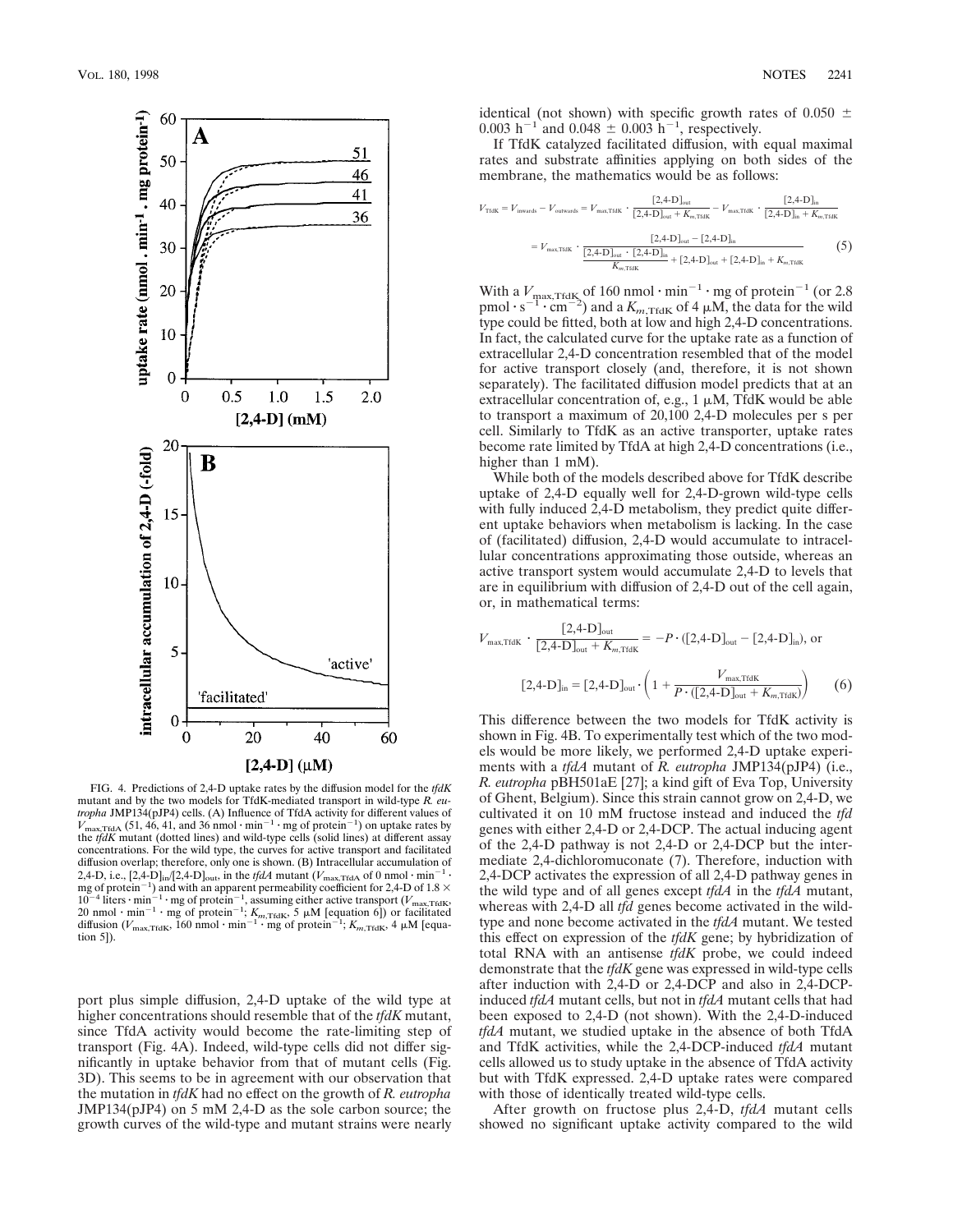uptake rate (nmol . min-1 . mg protein-1)

A

60
50
40
30
20
10
0

51
46
41
36

0 0.5 1.0 1.5 2.0

[2,4-D] (mM)

intracellular accumulation of 2,4-D (-fold)

B

20
15
10
5
0

'active'

'facilitated'

0 20 40 60

[2,4-D] (μM)

FIG. 4. Predictions of 2,4-D uptake rates by the diffusion model for the *tfdK* mutant and by the two models for TfdK-mediated transport in wild-type *R. eutropha* JMP134(pJP4) cells. (A) Influence of TfdA activity for different values of $V_{max,TfdA}$ (51, 46, 41, and 36 nmol · min$^{-1}$ · mg of protein$^{-1}$) on uptake rates by the *tfdK* mutant (dotted lines) and wild-type cells (solid lines) at different assay concentrations. For the wild type, the curves for active transport and facilitated diffusion overlap; therefore, only one is shown. (B) Intracellular accumulation of 2,4-D, i.e., $[2,4\text{-D}]_{in}/[2,4\text{-D}]_{out}$, in the *tfdA* mutant ($V_{max,TfdA}$ of 0 nmol · min$^{-1}$ · mg of protein$^{-1}$) and with an apparent permeability coefficient for 2,4-D of 1.8 × 10$^{-4}$ liters · min$^{-1}$ · mg of protein$^{-1}$, assuming either active transport ($V_{max,TfdK}$, 20 nmol · min$^{-1}$ · mg of protein$^{-1}$; $K_{m,TfdK}$, 5 μM [equation 6]) or facilitated diffusion ($V_{max,TfdK}$, 160 nmol · min$^{-1}$ · mg of protein$^{-1}$; $K_{m,TfdK}$, 4 μM [equation 5]).

port plus simple diffusion, 2,4-D uptake of the wild type at higher concentrations should resemble that of the *tfdK* mutant, since TfdA activity would become the rate-limiting step of transport (Fig. 4A). Indeed, wild-type cells did not differ significantly in uptake behavior from that of mutant cells (Fig. 3D). This seems to be in agreement with our observation that the mutation in *tfdK* had no effect on the growth of *R. eutropha* JMP134(pJP4) on 5 mM 2,4-D as the sole carbon source; the growth curves of the wild-type and mutant strains were nearly identical (not shown) with specific growth rates of 0.050 ± 0.003 h$^{-1}$ and 0.048 ± 0.003 h$^{-1}$, respectively.

If TfdK catalyzed facilitated diffusion, with equal maximal rates and substrate affinities applying on both sides of the membrane, the mathematics would be as follows:

$$V_{TfdK} = V_{inwards} - V_{outwards} = V_{max,TfdK} \cdot \frac{[2,4\text{-D}]_{out}}{[2,4\text{-D}]_{out} + K_{m,TfdK}} - V_{max,TfdK} \cdot \frac{[2,4\text{-D}]_{in}}{[2,4\text{-D}]_{in} + K_{m,TfdK}}$$

$$= V_{max,TfdK} \cdot \frac{[2,4\text{-D}]_{out} - [2,4\text{-D}]_{in}}{\frac{[2,4\text{-D}]_{out} \cdot [2,4\text{-D}]_{in}}{K_{m,TfdK}} + [2,4\text{-D}]_{out} + [2,4\text{-D}]_{in} + K_{m,TfdK}} \quad (5)$$

With a $V_{max,TfdK}$ of 160 nmol · min$^{-1}$ · mg of protein$^{-1}$ (or 2.8 pmol · s$^{-1}$ · cm$^{-2}$) and a $K_{m,TfdK}$ of 4 μM, the data for the wild type could be fitted, both at low and high 2,4-D concentrations. In fact, the calculated curve for the uptake rate as a function of extracellular 2,4-D concentration resembled that of the model for active transport closely (and, therefore, it is not shown separately). The facilitated diffusion model predicts that at an extracellular concentration of, e.g., 1 μM, TfdK would be able to transport a maximum of 20,100 2,4-D molecules per s per cell. Similarly to TfdK as an active transporter, uptake rates become rate limited by TfdA at high 2,4-D concentrations (i.e., higher than 1 mM).

While both of the models described above for TfdK describe uptake of 2,4-D equally well for 2,4-D-grown wild-type cells with fully induced 2,4-D metabolism, they predict quite different uptake behaviors when metabolism is lacking. In the case of (facilitated) diffusion, 2,4-D would accumulate to intracellular concentrations approximating those outside, whereas an active transport system would accumulate 2,4-D to levels that are in equilibrium with diffusion of 2,4-D out of the cell again, or, in mathematical terms:

$$V_{max,TfdK} \cdot \frac{[2,4\text{-D}]_{out}}{[2,4\text{-D}]_{out} + K_{m,TfdK}} = -P \cdot ([2,4\text{-D}]_{out} - [2,4\text{-D}]_{in}), \text{ or}$$

$$[2,4\text{-D}]_{in} = [2,4\text{-D}]_{out} \cdot \left(1 + \frac{V_{max,TfdK}}{P \cdot ([2,4\text{-D}]_{out} + K_{m,TfdK})}\right) \quad (6)$$

This difference between the two models for TfdK activity is shown in Fig. 4B. To experimentally test which of the two models would be more likely, we performed 2,4-D uptake experiments with a *tfdA* mutant of *R. eutropha* JMP134(pJP4) (i.e., *R. eutropha* pBH501aE [27]; a kind gift of Eva Top, University of Ghent, Belgium). Since this strain cannot grow on 2,4-D, we cultivated it on 10 mM fructose instead and induced the *tfd* genes with either 2,4-D or 2,4-DCP. The actual inducing agent of the 2,4-D pathway is not 2,4-D or 2,4-DCP but the intermediate 2,4-dichloromuconate (7). Therefore, induction with 2,4-DCP activates the expression of all 2,4-D pathway genes in the wild type and of all genes except *tfdA* in the *tfdA* mutant, whereas with 2,4-D all *tfd* genes become activated in the wild-type and none become activated in the *tfdA* mutant. We tested this effect on expression of the *tfdK* gene; by hybridization of total RNA with an antisense *tfdK* probe, we could indeed demonstrate that the *tfdK* gene was expressed in wild-type cells after induction with 2,4-D or 2,4-DCP and also in 2,4-DCP-induced *tfdA* mutant cells, but not in *tfdA* mutant cells that had been exposed to 2,4-D (not shown). With the 2,4-D-induced *tfdA* mutant, we studied uptake in the absence of both TfdA and TfdK activities, while the 2,4-DCP-induced *tfdA* mutant cells allowed us to study uptake in the absence of TfdA activity but with TfdK expressed. 2,4-D uptake rates were compared with those of identically treated wild-type cells.

After growth on fructose plus 2,4-D, *tfdA* mutant cells showed no significant uptake activity compared to the wild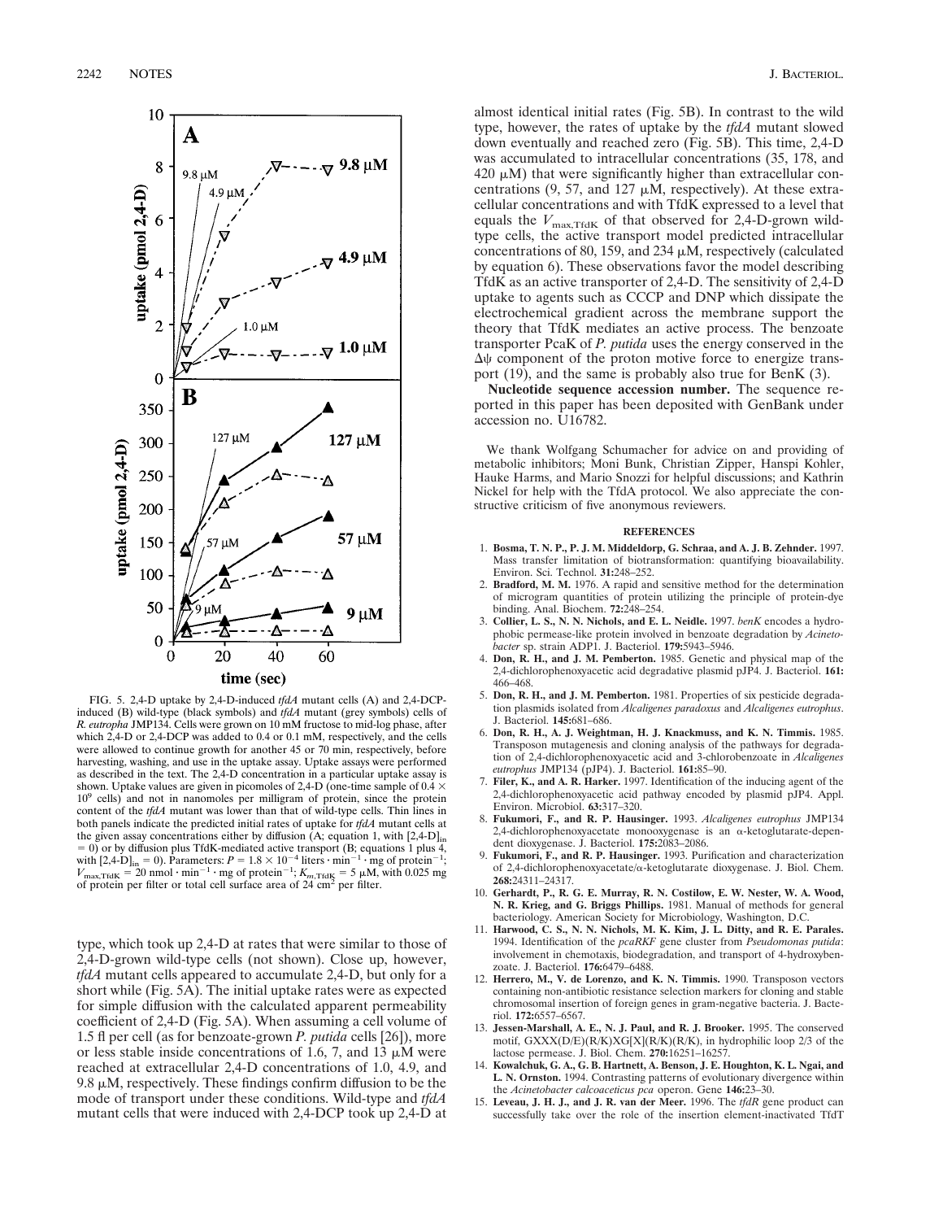A

B

uptake (pmol 2,4-D)

uptake (pmol 2,4-D)

time (sec)

9.8 μM

4.9 μM

1.0 μM

127 μM

57 μM

9 μM

FIG. 5. 2,4-D uptake by 2,4-D-induced *tfdA* mutant cells (A) and 2,4-DCP-induced (B) wild-type (black symbols) and *tfdA* mutant (grey symbols) cells of *R. eutropha* JMP134. Cells were grown on 10 mM fructose to mid-log phase, after which 2,4-D or 2,4-DCP was added to 0.4 or 0.1 mM, respectively, and the cells were allowed to continue growth for another 45 or 70 min, respectively, before harvesting, washing, and use in the uptake assay. Uptake assays were performed as described in the text. The 2,4-D concentration in a particular uptake assay is shown. Uptake values are given in picomoles of 2,4-D (one-time sample of $0.4 \times 10^9$ cells) and not in nanomoles per milligram of protein, since the protein content of the *tfdA* mutant was lower than that of wild-type cells. Thin lines in both panels indicate the predicted initial rates of uptake for *tfdA* mutant cells at the given assay concentrations either by diffusion (A; equation 1, with $[2,4\text{-D}]_{in} = 0$) or by diffusion plus TfdK-mediated active transport (B; equations 1 plus 4, with $[2,4\text{-D}]_{in} = 0$). Parameters: $P = 1.8 \times 10^{-4}$ liters · min$^{-1}$ · mg of protein$^{-1}$; $V_{max,TfdK} = 20$ nmol · min$^{-1}$ · mg of protein$^{-1}$; $K_{m,TfdK} = 5$ μM, with 0.025 mg of protein per filter or total cell surface area of 24 cm$^2$ per filter.

type, which took up 2,4-D at rates that were similar to those of 2,4-D-grown wild-type cells (not shown). Close up, however, *tfdA* mutant cells appeared to accumulate 2,4-D, but only for a short while (Fig. 5A). The initial uptake rates were as expected for simple diffusion with the calculated apparent permeability coefficient of 2,4-D (Fig. 5A). When assuming a cell volume of 1.5 fl per cell (as for benzoate-grown *P. putida* cells [26]), more or less stable inside concentrations of 1.6, 7, and 13 μM were reached at extracellular 2,4-D concentrations of 1.0, 4.9, and 9.8 μM, respectively. These findings confirm diffusion to be the mode of transport under these conditions. Wild-type and *tfdA* mutant cells that were induced with 2,4-DCP took up 2,4-D at almost identical initial rates (Fig. 5B). In contrast to the wild type, however, the rates of uptake by the *tfdA* mutant slowed down eventually and reached zero (Fig. 5B). This time, 2,4-D was accumulated to intracellular concentrations (35, 178, and 420 μM) that were significantly higher than extracellular concentrations (9, 57, and 127 μM, respectively). At these extracellular concentrations and with TfdK expressed to a level that equals the $V_{max,TfdK}$ of that observed for 2,4-D-grown wild-type cells, the active transport model predicted intracellular concentrations of 80, 159, and 234 μM, respectively (calculated by equation 6). These observations favor the model describing TfdK as an active transporter of 2,4-D. The sensitivity of 2,4-D uptake to agents such as CCCP and DNP which dissipate the electrochemical gradient across the membrane support the theory that TfdK mediates an active process. The benzoate transporter PcaK of *P. putida* uses the energy conserved in the $\Delta\psi$ component of the proton motive force to energize transport (19), and the same is probably also true for BenK (3).

**Nucleotide sequence accession number.** The sequence reported in this paper has been deposited with GenBank under accession no. U16782.

We thank Wolfgang Schumacher for advice on and providing of metabolic inhibitors; Moni Bunk, Christian Zipper, Hanspi Kohler, Hauke Harms, and Mario Snozzi for helpful discussions; and Kathrin Nickel for help with the TfdA protocol. We also appreciate the constructive criticism of five anonymous reviewers.

## REFERENCES

1. **Bosma, T. N. P., P. J. M. Middeldorp, G. Schraa, and A. J. B. Zehnder.** 1997. Mass transfer limitation of biotransformation: quantifying bioavailability. Environ. Sci. Technol. **31:**248–252.
2. **Bradford, M. M.** 1976. A rapid and sensitive method for the determination of microgram quantities of protein utilizing the principle of protein-dye binding. Anal. Biochem. **72:**248–254.
3. **Collier, L. S., N. N. Nichols, and E. L. Neidle.** 1997. *benK* encodes a hydrophobic permease-like protein involved in benzoate degradation by *Acinetobacter* sp. strain ADP1. J. Bacteriol. **179:**5943–5946.
4. **Don, R. H., and J. M. Pemberton.** 1985. Genetic and physical map of the 2,4-dichlorophenoxyacetic acid degradative plasmid pJP4. J. Bacteriol. **161:**466–468.
5. **Don, R. H., and J. M. Pemberton.** 1981. Properties of six pesticide degradation plasmids isolated from *Alcaligenes paradoxus* and *Alcaligenes eutrophus*. J. Bacteriol. **145:**681–686.
6. **Don, R. H., A. J. Weightman, H. J. Knackmuss, and K. N. Timmis.** 1985. Transposon mutagenesis and cloning analysis of the pathways for degradation of 2,4-dichlorophenoxyacetic acid and 3-chlorobenzoate in *Alcaligenes eutrophus* JMP134 (pJP4). J. Bacteriol. **161:**85–90.
7. **Filer, K., and A. R. Harker.** 1997. Identification of the inducing agent of the 2,4-dichlorophenoxyacetic acid pathway encoded by plasmid pJP4. Appl. Environ. Microbiol. **63:**317–320.
8. **Fukumori, F., and R. P. Hausinger.** 1993. *Alcaligenes eutrophus* JMP134 2,4-dichlorophenoxyacetate monooxygenase is an α-ketoglutarate-dependent dioxygenase. J. Bacteriol. **175:**2083–2086.
9. **Fukumori, F., and R. P. Hausinger.** 1993. Purification and characterization of 2,4-dichlorophenoxyacetate/α-ketoglutarate dioxygenase. J. Biol. Chem. **268:**24311–24317.
10. **Gerhardt, P., R. G. E. Murray, R. N. Costilow, E. W. Nester, W. A. Wood, N. R. Krieg, and G. Briggs Phillips.** 1981. Manual of methods for general bacteriology. American Society for Microbiology, Washington, D.C.
11. **Harwood, C. S., N. N. Nichols, M. K. Kim, J. L. Ditty, and R. E. Parales.** 1994. Identification of the *pcaRKF* gene cluster from *Pseudomonas putida*: involvement in chemotaxis, biodegradation, and transport of 4-hydroxybenzoate. J. Bacteriol. **176:**6479–6488.
12. **Herrero, M., V. de Lorenzo, and K. N. Timmis.** 1990. Transposon vectors containing non-antibiotic resistance selection markers for cloning and stable chromosomal insertion of foreign genes in gram-negative bacteria. J. Bacteriol. **172:**6557–6567.
13. **Jessen-Marshall, A. E., N. J. Paul, and R. J. Brooker.** 1995. The conserved motif, GXXX(D/E)(R/K)XG[X](R/K)(R/K), in hydrophilic loop 2/3 of the lactose permease. J. Biol. Chem. **270:**16251–16257.
14. **Kowalchuk, G. A., G. B. Hartnett, A. Benson, J. E. Houghton, K. L. Ngai, and L. N. Ornston.** 1994. Contrasting patterns of evolutionary divergence within the *Acinetobacter calcoaceticus pca* operon. Gene **146:**23–30.
15. **Leveau, J. H. J., and J. R. van der Meer.** 1996. The *tfdR* gene product can successfully take over the role of the insertion element-inactivated TfdT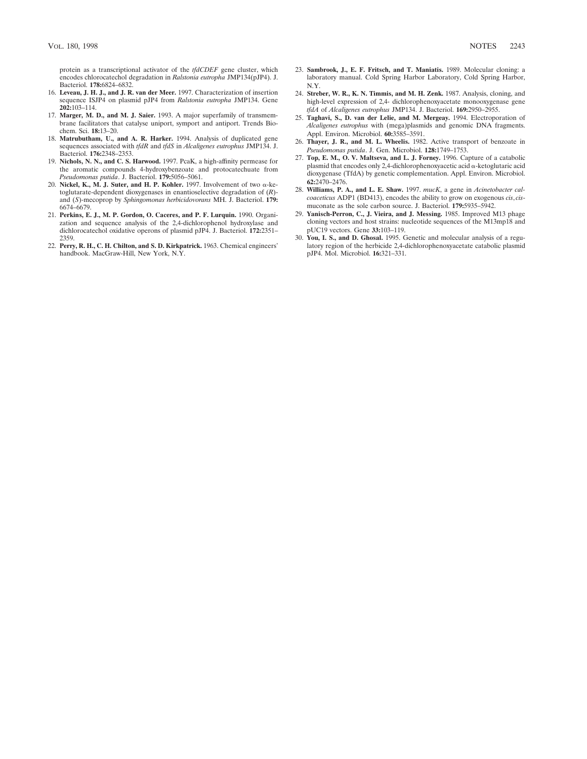protein as a transcriptional activator of the *tfdCDEF* gene cluster, which encodes chlorocatechol degradation in *Ralstonia eutropha* JMP134(pJP4). J. Bacteriol. **178:**6824–6832.

16. **Leveau, J. H. J., and J. R. van der Meer.** 1997. Characterization of insertion sequence ISJP4 on plasmid pJP4 from *Ralstonia eutropha* JMP134. Gene **202:**103–114.
17. **Marger, M. D., and M. J. Saier.** 1993. A major superfamily of transmembrane facilitators that catalyse uniport, symport and antiport. Trends Biochem. Sci. **18:**13–20.
18. **Matrubutham, U., and A. R. Harker.** 1994. Analysis of duplicated gene sequences associated with *tfdR* and *tfdS* in *Alcaligenes eutrophus* JMP134. J. Bacteriol. **176:**2348–2353.
19. **Nichols, N. N., and C. S. Harwood.** 1997. PcaK, a high-affinity permease for the aromatic compounds 4-hydroxybenzoate and protocatechuate from *Pseudomonas putida*. J. Bacteriol. **179:**5056–5061.
20. **Nickel, K., M. J. Suter, and H. P. Kohler.** 1997. Involvement of two α-ketoglutarate-dependent dioxygenases in enantioselective degradation of (*R*)- and (*S*)-mecoprop by *Sphingomonas herbicidovorans* MH. J. Bacteriol. **179:** 6674–6679.
21. **Perkins, E. J., M. P. Gordon, O. Caceres, and P. F. Lurquin.** 1990. Organization and sequence analysis of the 2,4-dichlorophenol hydroxylase and dichlorocatechol oxidative operons of plasmid pJP4. J. Bacteriol. **172:**2351–2359.
22. **Perry, R. H., C. H. Chilton, and S. D. Kirkpatrick.** 1963. Chemical engineers' handbook. MacGraw-Hill, New York, N.Y.
23. **Sambrook, J., E. F. Fritsch, and T. Maniatis.** 1989. Molecular cloning: a laboratory manual. Cold Spring Harbor Laboratory, Cold Spring Harbor, N.Y.
24. **Streber, W. R., K. N. Timmis, and M. H. Zenk.** 1987. Analysis, cloning, and high-level expression of 2,4- dichlorophenoxyacetate monooxygenase gene *tfdA* of *Alcaligenes eutrophus* JMP134. J. Bacteriol. **169:**2950–2955.
25. **Taghavi, S., D. van der Lelie, and M. Mergeay.** 1994. Electroporation of *Alcaligenes eutrophus* with (mega)plasmids and genomic DNA fragments. Appl. Environ. Microbiol. **60:**3585–3591.
26. **Thayer, J. R., and M. L. Wheelis.** 1982. Active transport of benzoate in *Pseudomonas putida*. J. Gen. Microbiol. **128:**1749–1753.
27. **Top, E. M., O. V. Maltseva, and L. J. Forney.** 1996. Capture of a catabolic plasmid that encodes only 2,4-dichlorophenoxyacetic acid α-ketoglutaric acid dioxygenase (TfdA) by genetic complementation. Appl. Environ. Microbiol. **62:**2470–2476.
28. **Williams, P. A., and L. E. Shaw.** 1997. *mucK*, a gene in *Acinetobacter calcoaceticus* ADP1 (BD413), encodes the ability to grow on exogenous *cis*,*cis*-muconate as the sole carbon source. J. Bacteriol. **179:**5935–5942.
29. **Yanisch-Perron, C., J. Vieira, and J. Messing.** 1985. Improved M13 phage cloning vectors and host strains: nucleotide sequences of the M13mp18 and pUC19 vectors. Gene **33:**103–119.
30. **You, I. S., and D. Ghosal.** 1995. Genetic and molecular analysis of a regulatory region of the herbicide 2,4-dichlorophenoxyacetate catabolic plasmid pJP4. Mol. Microbiol. **16:**321–331.